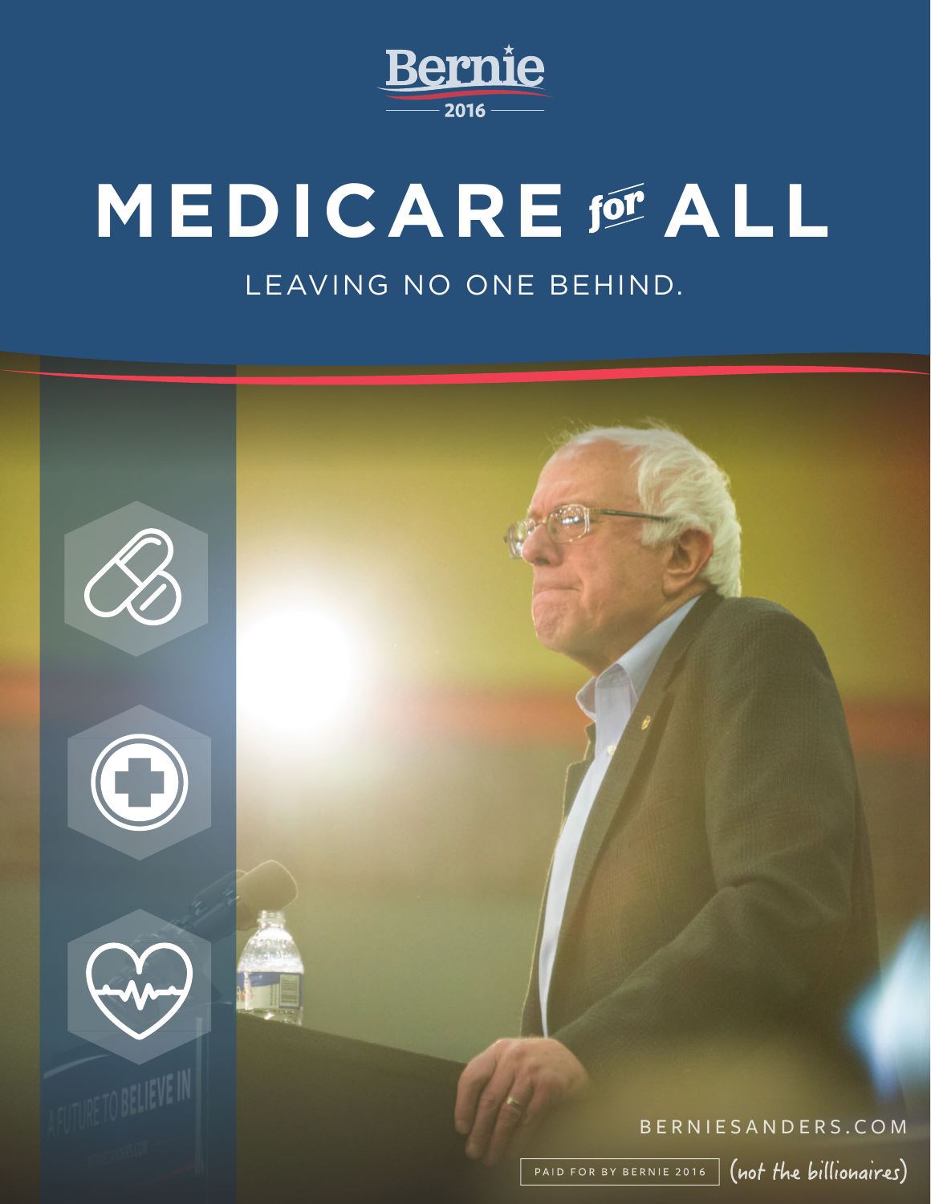Bernie 2016

# MEDICARE *for* ALL

LEAVING NO ONE BEHIND.

BERNIESANDERS.COM

PAID FOR BY BERNIE 2016 (not the billionaires)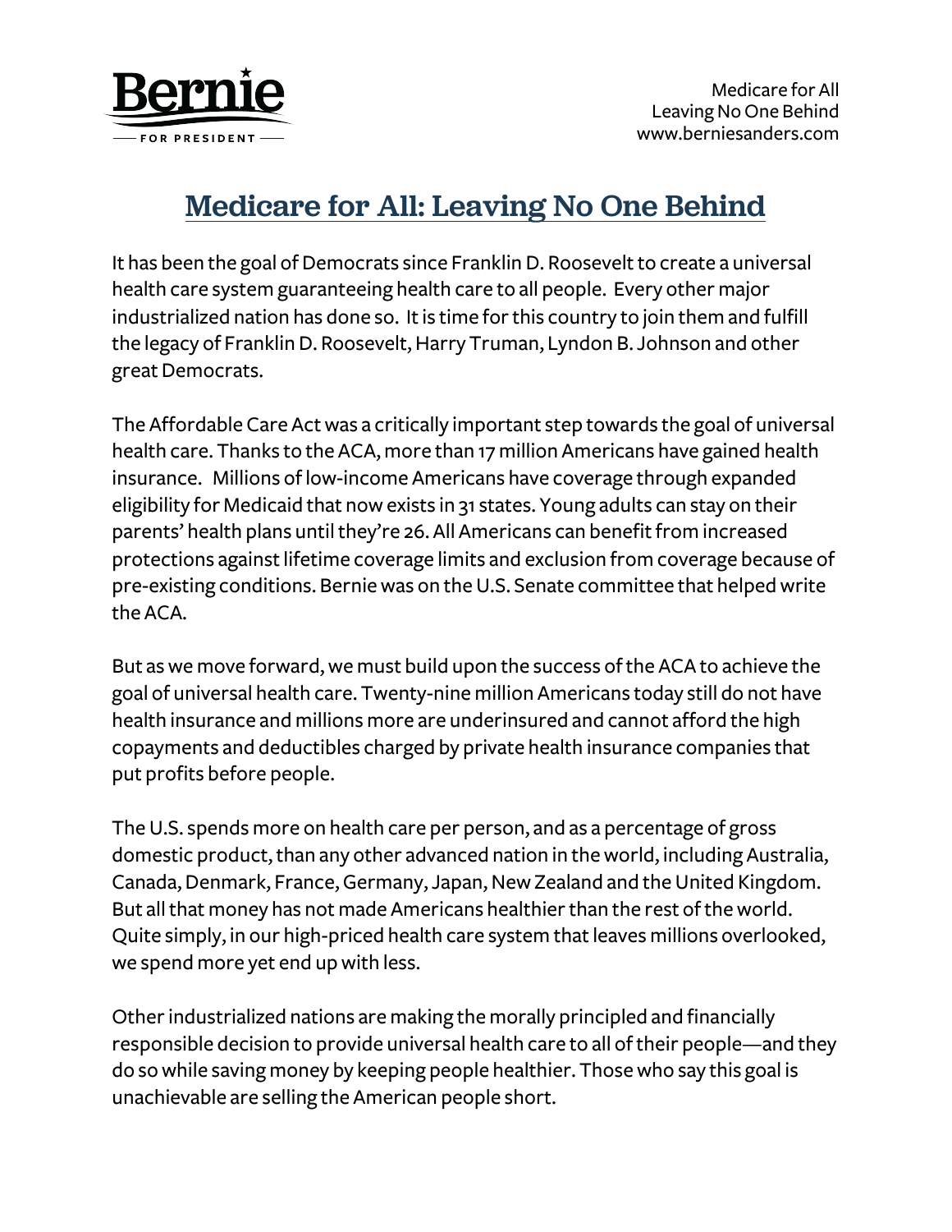# Medicare for All: Leaving No One Behind

It has been the goal of Democrats since Franklin D. Roosevelt to create a universal health care system guaranteeing health care to all people. Every other major industrialized nation has done so. It is time for this country to join them and fulfill the legacy of Franklin D. Roosevelt, Harry Truman, Lyndon B. Johnson and other great Democrats.

The Affordable Care Act was a critically important step towards the goal of universal health care. Thanks to the ACA, more than 17 million Americans have gained health insurance. Millions of low-income Americans have coverage through expanded eligibility for Medicaid that now exists in 31 states. Young adults can stay on their parents' health plans until they're 26. All Americans can benefit from increased protections against lifetime coverage limits and exclusion from coverage because of pre-existing conditions. Bernie was on the U.S. Senate committee that helped write the ACA.

But as we move forward, we must build upon the success of the ACA to achieve the goal of universal health care. Twenty-nine million Americans today still do not have health insurance and millions more are underinsured and cannot afford the high copayments and deductibles charged by private health insurance companies that put profits before people.

The U.S. spends more on health care per person, and as a percentage of gross domestic product, than any other advanced nation in the world, including Australia, Canada, Denmark, France, Germany, Japan, New Zealand and the United Kingdom. But all that money has not made Americans healthier than the rest of the world. Quite simply, in our high-priced health care system that leaves millions overlooked, we spend more yet end up with less.

Other industrialized nations are making the morally principled and financially responsible decision to provide universal health care to all of their people—and they do so while saving money by keeping people healthier. Those who say this goal is unachievable are selling the American people short.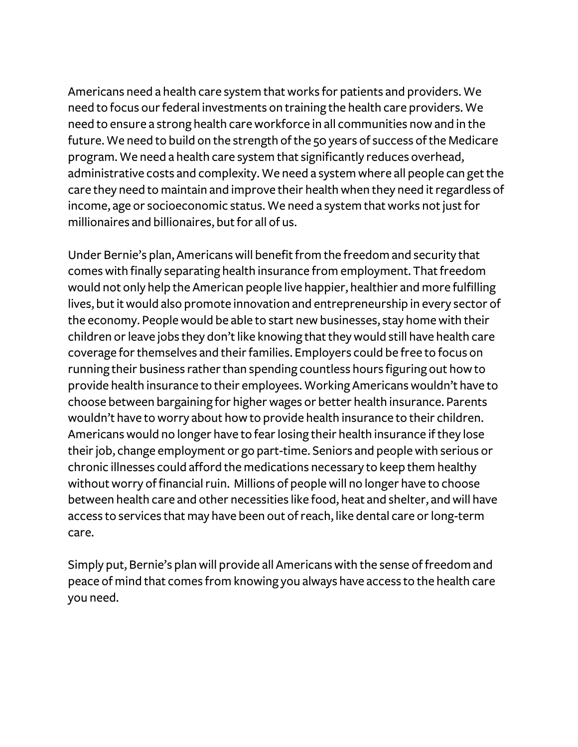Americans need a health care system that works for patients and providers. We need to focus our federal investments on training the health care providers. We need to ensure a strong health care workforce in all communities now and in the future. We need to build on the strength of the 50 years of success of the Medicare program. We need a health care system that significantly reduces overhead, administrative costs and complexity. We need a system where all people can get the care they need to maintain and improve their health when they need it regardless of income, age or socioeconomic status. We need a system that works not just for millionaires and billionaires, but for all of us.

Under Bernie's plan, Americans will benefit from the freedom and security that comes with finally separating health insurance from employment. That freedom would not only help the American people live happier, healthier and more fulfilling lives, but it would also promote innovation and entrepreneurship in every sector of the economy. People would be able to start new businesses, stay home with their children or leave jobs they don't like knowing that they would still have health care coverage for themselves and their families. Employers could be free to focus on running their business rather than spending countless hours figuring out how to provide health insurance to their employees. Working Americans wouldn't have to choose between bargaining for higher wages or better health insurance. Parents wouldn't have to worry about how to provide health insurance to their children. Americans would no longer have to fear losing their health insurance if they lose their job, change employment or go part-time. Seniors and people with serious or chronic illnesses could afford the medications necessary to keep them healthy without worry of financial ruin. Millions of people will no longer have to choose between health care and other necessities like food, heat and shelter, and will have access to services that may have been out of reach, like dental care or long-term care.

Simply put, Bernie's plan will provide all Americans with the sense of freedom and peace of mind that comes from knowing you always have access to the health care you need.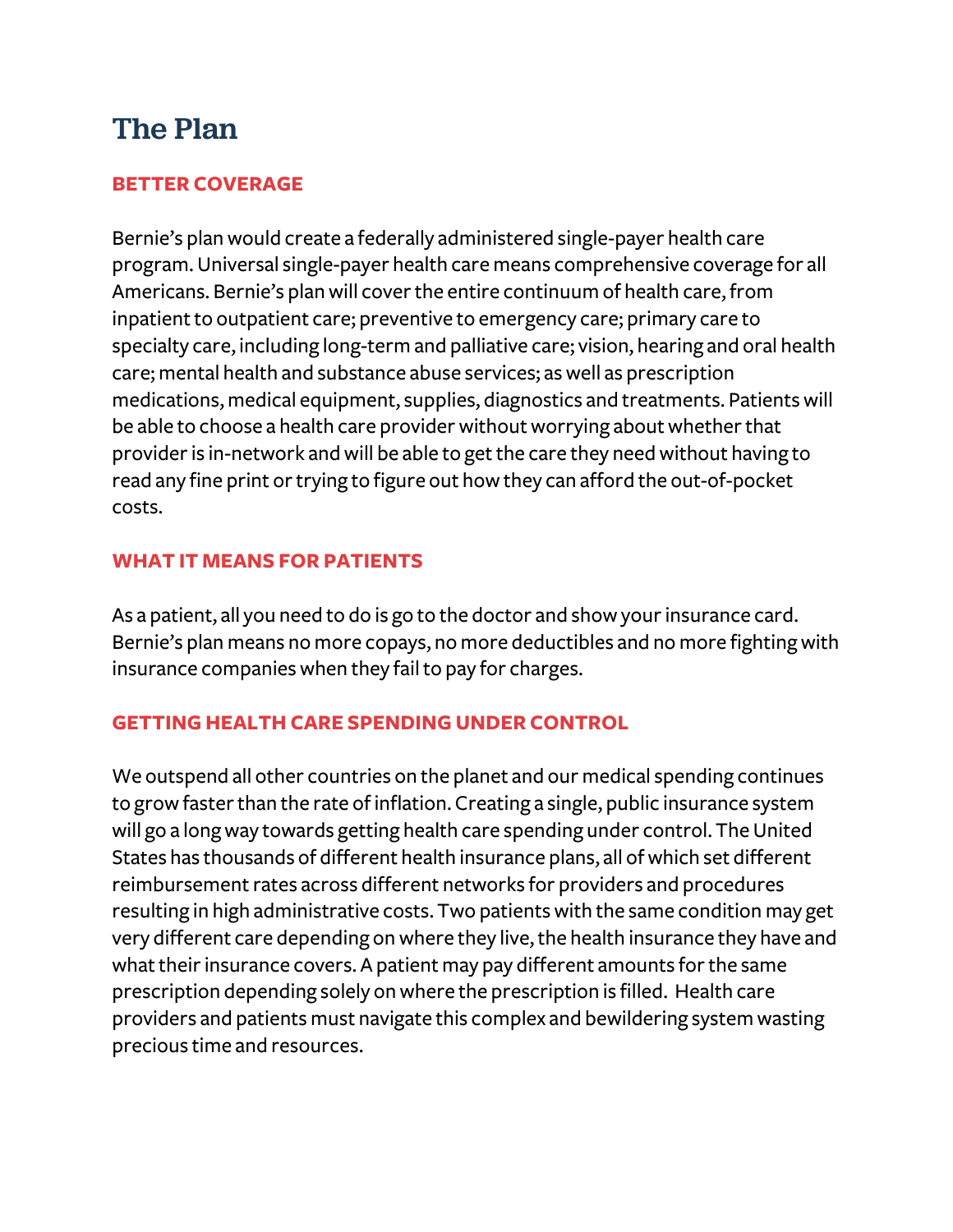# The Plan

## BETTER COVERAGE

Bernie's plan would create a federally administered single-payer health care program. Universal single-payer health care means comprehensive coverage for all Americans. Bernie's plan will cover the entire continuum of health care, from inpatient to outpatient care; preventive to emergency care; primary care to specialty care, including long-term and palliative care; vision, hearing and oral health care; mental health and substance abuse services; as well as prescription medications, medical equipment, supplies, diagnostics and treatments. Patients will be able to choose a health care provider without worrying about whether that provider is in-network and will be able to get the care they need without having to read any fine print or trying to figure out how they can afford the out-of-pocket costs.

## WHAT IT MEANS FOR PATIENTS

As a patient, all you need to do is go to the doctor and show your insurance card. Bernie's plan means no more copays, no more deductibles and no more fighting with insurance companies when they fail to pay for charges.

## GETTING HEALTH CARE SPENDING UNDER CONTROL

We outspend all other countries on the planet and our medical spending continues to grow faster than the rate of inflation. Creating a single, public insurance system will go a long way towards getting health care spending under control. The United States has thousands of different health insurance plans, all of which set different reimbursement rates across different networks for providers and procedures resulting in high administrative costs. Two patients with the same condition may get very different care depending on where they live, the health insurance they have and what their insurance covers. A patient may pay different amounts for the same prescription depending solely on where the prescription is filled. Health care providers and patients must navigate this complex and bewildering system wasting precious time and resources.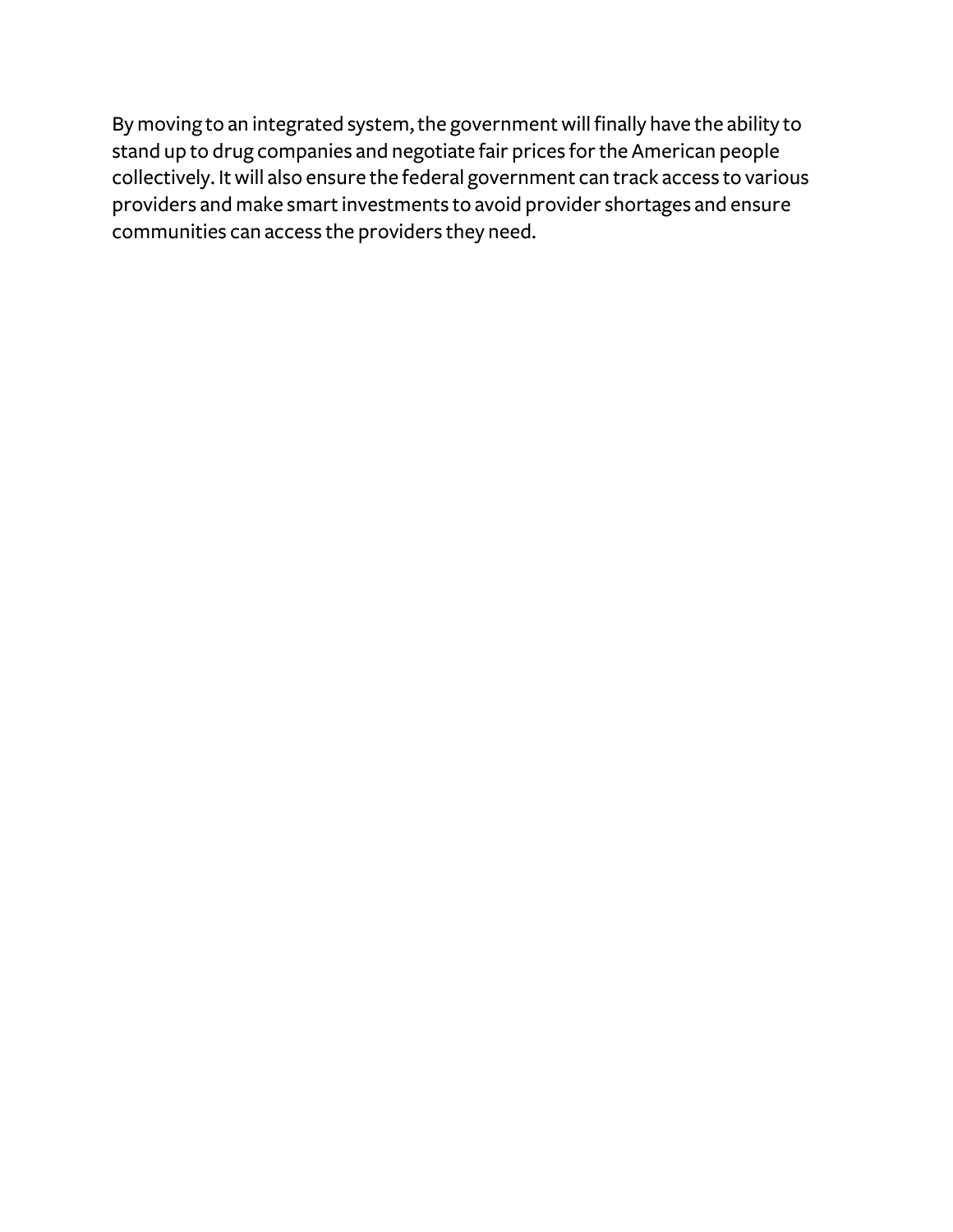By moving to an integrated system, the government will finally have the ability to stand up to drug companies and negotiate fair prices for the American people collectively. It will also ensure the federal government can track access to various providers and make smart investments to avoid provider shortages and ensure communities can access the providers they need.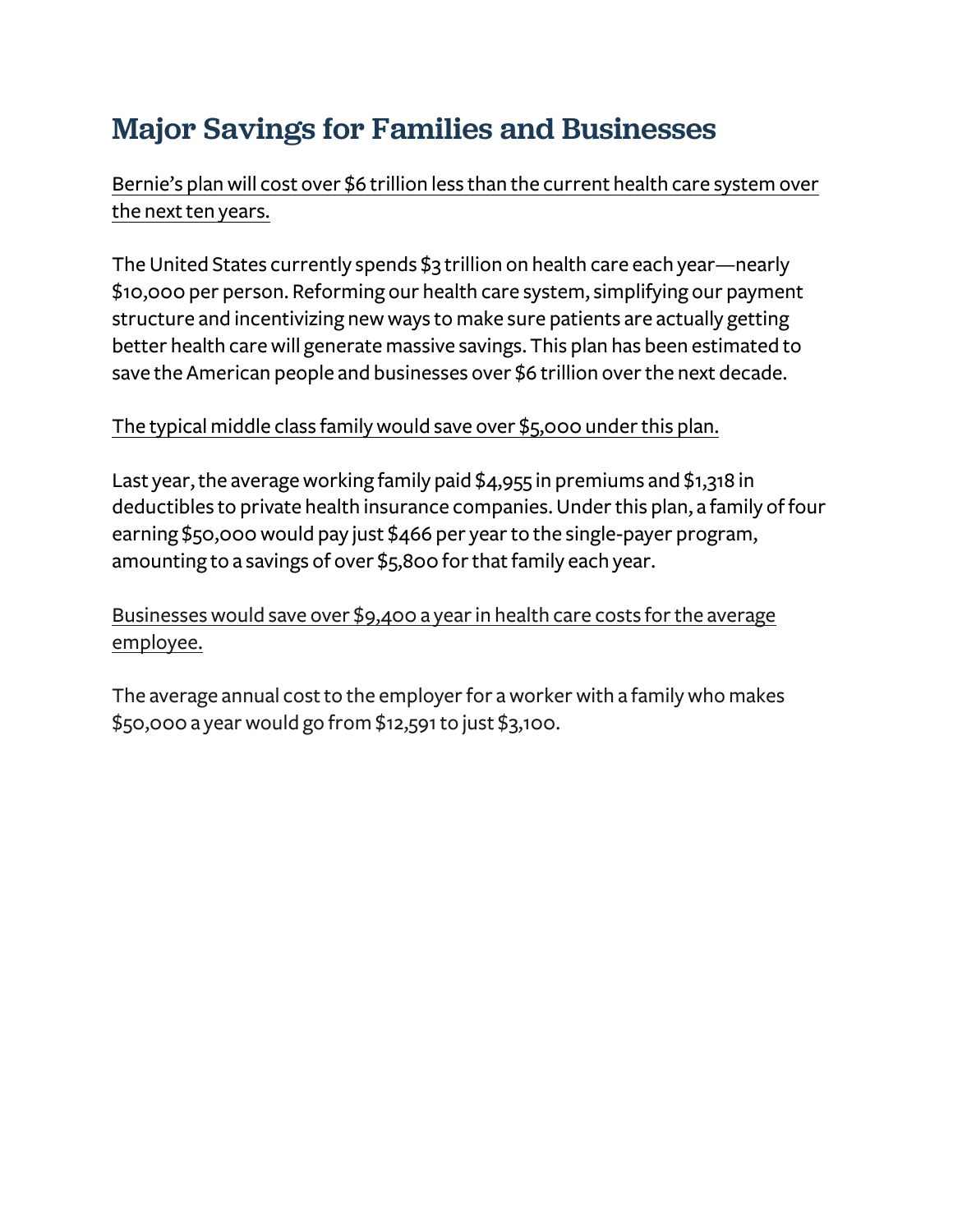## Major Savings for Families and Businesses

Bernie's plan will cost over $6 trillion less than the current health care system over the next ten years.

The United States currently spends $3 trillion on health care each year—nearly $10,000 per person. Reforming our health care system, simplifying our payment structure and incentivizing new ways to make sure patients are actually getting better health care will generate massive savings. This plan has been estimated to save the American people and businesses over $6 trillion over the next decade.

The typical middle class family would save over $5,000 under this plan.

Last year, the average working family paid $4,955 in premiums and $1,318 in deductibles to private health insurance companies. Under this plan, a family of four earning $50,000 would pay just $466 per year to the single-payer program, amounting to a savings of over $5,800 for that family each year.

Businesses would save over $9,400 a year in health care costs for the average employee.

The average annual cost to the employer for a worker with a family who makes $50,000 a year would go from $12,591 to just $3,100.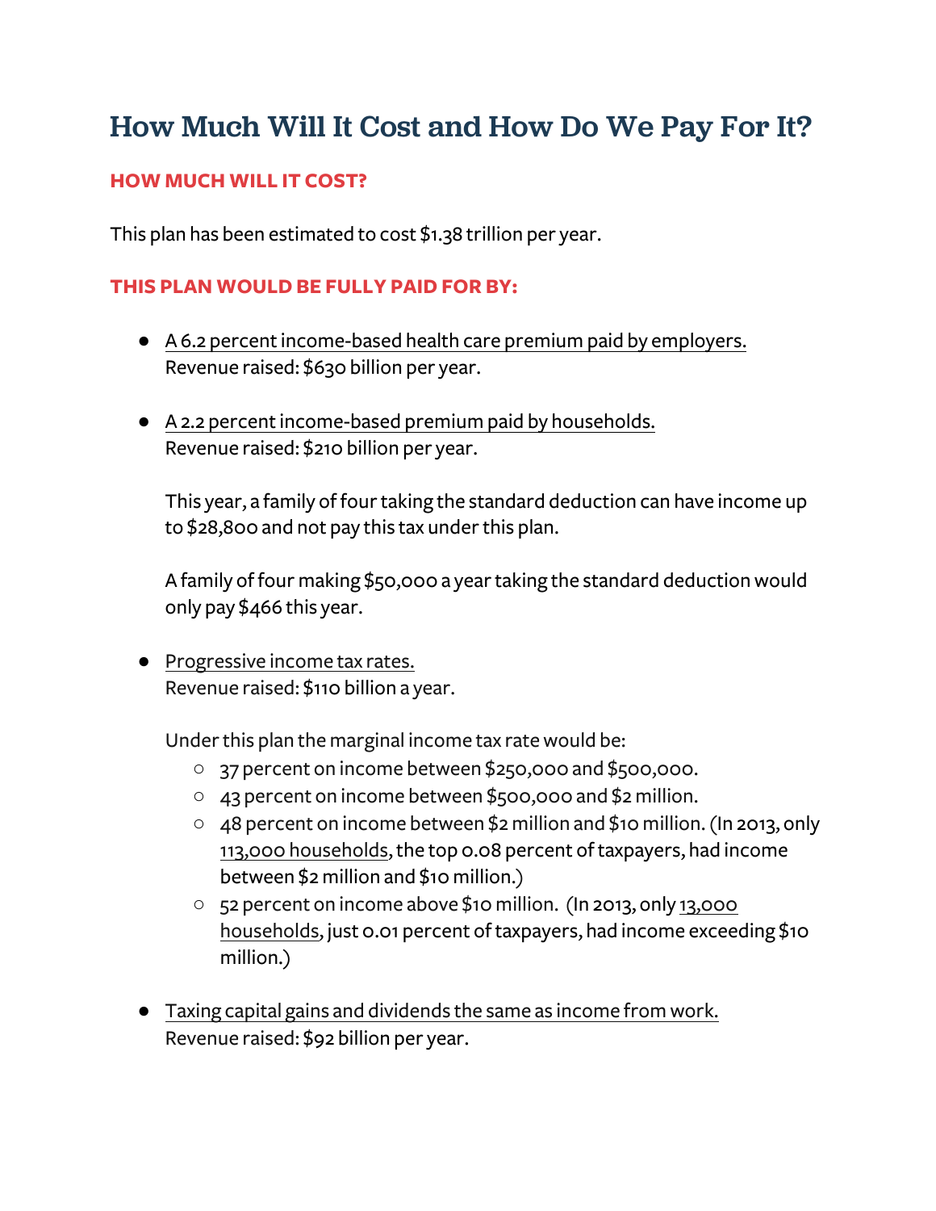# How Much Will It Cost and How Do We Pay For It?

## HOW MUCH WILL IT COST?

This plan has been estimated to cost $1.38 trillion per year.

## THIS PLAN WOULD BE FULLY PAID FOR BY:

- A 6.2 percent income-based health care premium paid by employers.
  Revenue raised: $630 billion per year.

- A 2.2 percent income-based premium paid by households.
  Revenue raised: $210 billion per year.

  This year, a family of four taking the standard deduction can have income up to $28,800 and not pay this tax under this plan.

  A family of four making $50,000 a year taking the standard deduction would only pay $466 this year.

- Progressive income tax rates.
  Revenue raised: $110 billion a year.

  Under this plan the marginal income tax rate would be:
  - 37 percent on income between $250,000 and $500,000.
  - 43 percent on income between $500,000 and $2 million.
  - 48 percent on income between $2 million and $10 million. (In 2013, only 113,000 households, the top 0.08 percent of taxpayers, had income between $2 million and $10 million.)
  - 52 percent on income above $10 million. (In 2013, only 13,000 households, just 0.01 percent of taxpayers, had income exceeding $10 million.)

- Taxing capital gains and dividends the same as income from work.
  Revenue raised: $92 billion per year.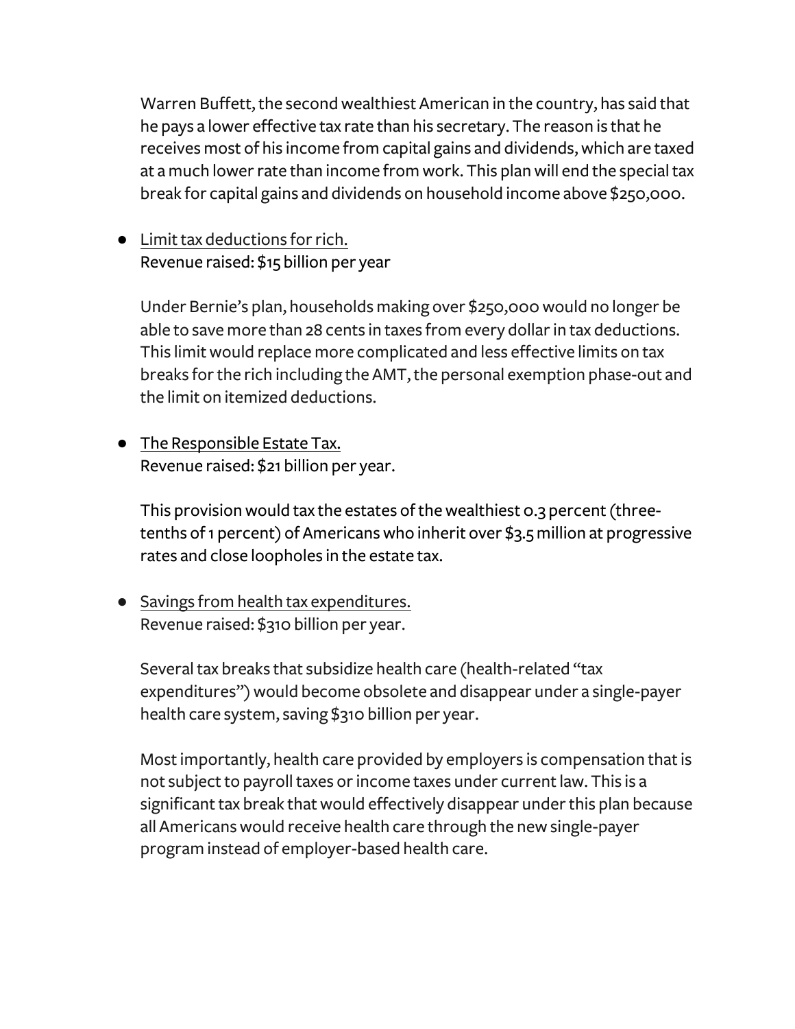Warren Buffett, the second wealthiest American in the country, has said that he pays a lower effective tax rate than his secretary. The reason is that he receives most of his income from capital gains and dividends, which are taxed at a much lower rate than income from work. This plan will end the special tax break for capital gains and dividends on household income above $250,000.

- <u>Limit tax deductions for rich.</u>
  Revenue raised: $15 billion per year

  Under Bernie's plan, households making over $250,000 would no longer be able to save more than 28 cents in taxes from every dollar in tax deductions. This limit would replace more complicated and less effective limits on tax breaks for the rich including the AMT, the personal exemption phase-out and the limit on itemized deductions.

- <u>The Responsible Estate Tax.</u>
  Revenue raised: $21 billion per year.

  This provision would tax the estates of the wealthiest 0.3 percent (three-tenths of 1 percent) of Americans who inherit over $3.5 million at progressive rates and close loopholes in the estate tax.

- <u>Savings from health tax expenditures.</u>
  Revenue raised: $310 billion per year.

  Several tax breaks that subsidize health care (health-related "tax expenditures") would become obsolete and disappear under a single-payer health care system, saving $310 billion per year.

  Most importantly, health care provided by employers is compensation that is not subject to payroll taxes or income taxes under current law. This is a significant tax break that would effectively disappear under this plan because all Americans would receive health care through the new single-payer program instead of employer-based health care.